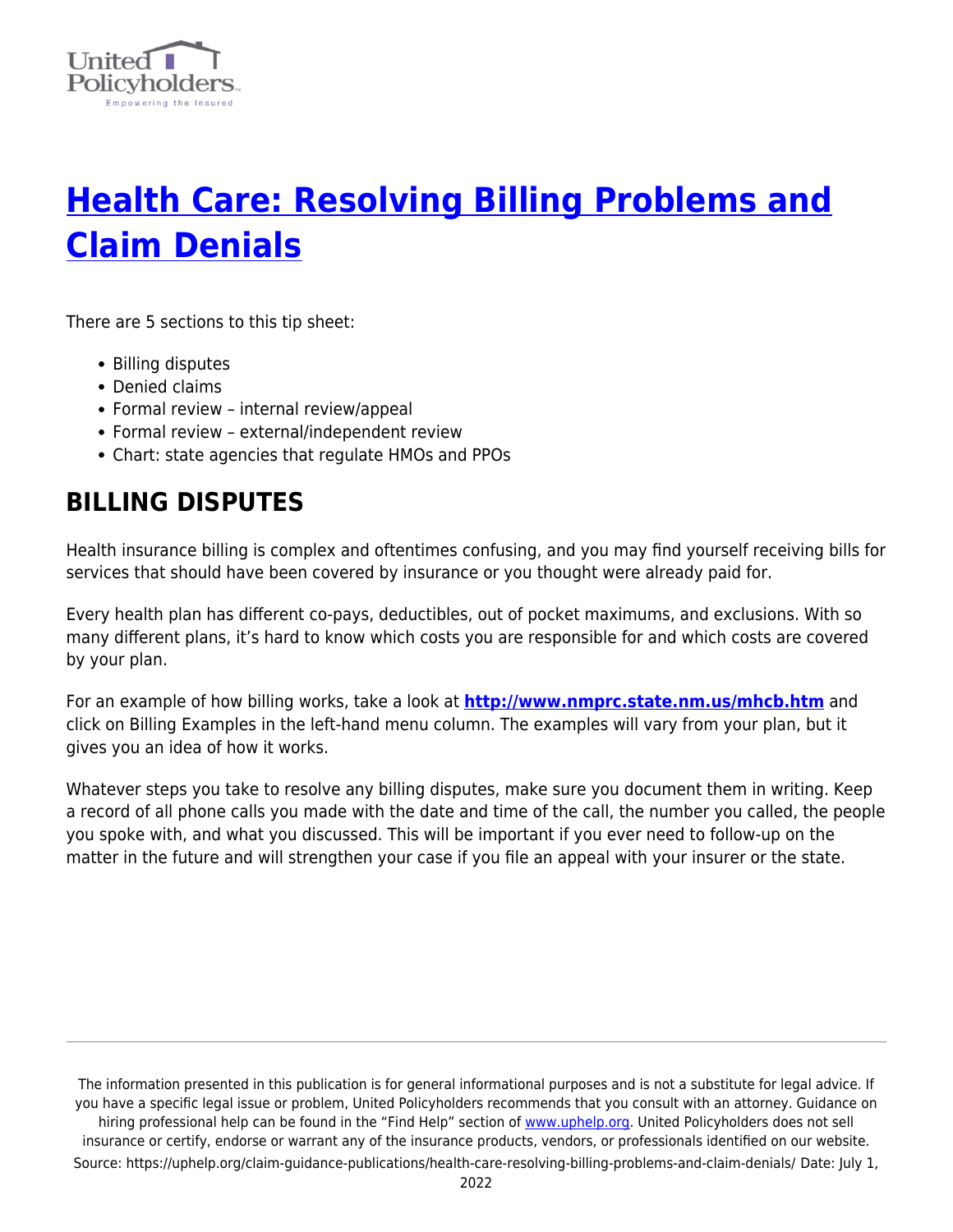# [Health Care: Resolving Billing Problems and Claim Denials](https://uphelp.org/claim-guidance-publications/health-care-resolving-billing-problems-and-claim-denials/)

There are 5 sections to this tip sheet:

- Billing disputes
- Denied claims
- Formal review – internal review/appeal
- Formal review – external/independent review
- Chart: state agencies that regulate HMOs and PPOs

## BILLING DISPUTES

Health insurance billing is complex and oftentimes confusing, and you may find yourself receiving bills for services that should have been covered by insurance or you thought were already paid for.

Every health plan has different co-pays, deductibles, out of pocket maximums, and exclusions. With so many different plans, it's hard to know which costs you are responsible for and which costs are covered by your plan.

For an example of how billing works, take a look at **[http://www.nmprc.state.nm.us/mhcb.htm](http://www.nmprc.state.nm.us/mhcb.htm)** and click on Billing Examples in the left-hand menu column. The examples will vary from your plan, but it gives you an idea of how it works.

Whatever steps you take to resolve any billing disputes, make sure you document them in writing. Keep a record of all phone calls you made with the date and time of the call, the number you called, the people you spoke with, and what you discussed. This will be important if you ever need to follow-up on the matter in the future and will strengthen your case if you file an appeal with your insurer or the state.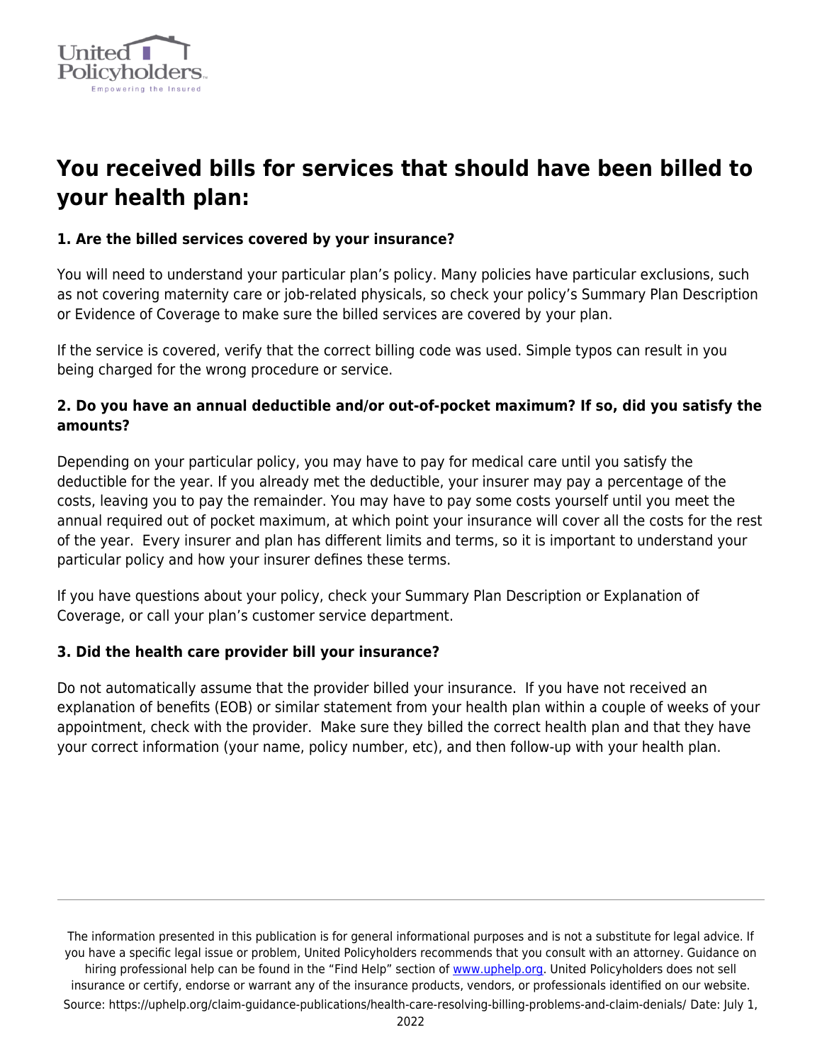## You received bills for services that should have been billed to your health plan:

**1. Are the billed services covered by your insurance?**

You will need to understand your particular plan's policy. Many policies have particular exclusions, such as not covering maternity care or job-related physicals, so check your policy's Summary Plan Description or Evidence of Coverage to make sure the billed services are covered by your plan.

If the service is covered, verify that the correct billing code was used. Simple typos can result in you being charged for the wrong procedure or service.

**2. Do you have an annual deductible and/or out-of-pocket maximum? If so, did you satisfy the amounts?**

Depending on your particular policy, you may have to pay for medical care until you satisfy the deductible for the year. If you already met the deductible, your insurer may pay a percentage of the costs, leaving you to pay the remainder. You may have to pay some costs yourself until you meet the annual required out of pocket maximum, at which point your insurance will cover all the costs for the rest of the year. Every insurer and plan has different limits and terms, so it is important to understand your particular policy and how your insurer defines these terms.

If you have questions about your policy, check your Summary Plan Description or Explanation of Coverage, or call your plan's customer service department.

**3. Did the health care provider bill your insurance?**

Do not automatically assume that the provider billed your insurance. If you have not received an explanation of benefits (EOB) or similar statement from your health plan within a couple of weeks of your appointment, check with the provider. Make sure they billed the correct health plan and that they have your correct information (your name, policy number, etc), and then follow-up with your health plan.

The information presented in this publication is for general informational purposes and is not a substitute for legal advice. If you have a specific legal issue or problem, United Policyholders recommends that you consult with an attorney. Guidance on hiring professional help can be found in the "Find Help" section of www.uphelp.org. United Policyholders does not sell insurance or certify, endorse or warrant any of the insurance products, vendors, or professionals identified on our website.
Source: https://uphelp.org/claim-guidance-publications/health-care-resolving-billing-problems-and-claim-denials/ Date: July 1, 2022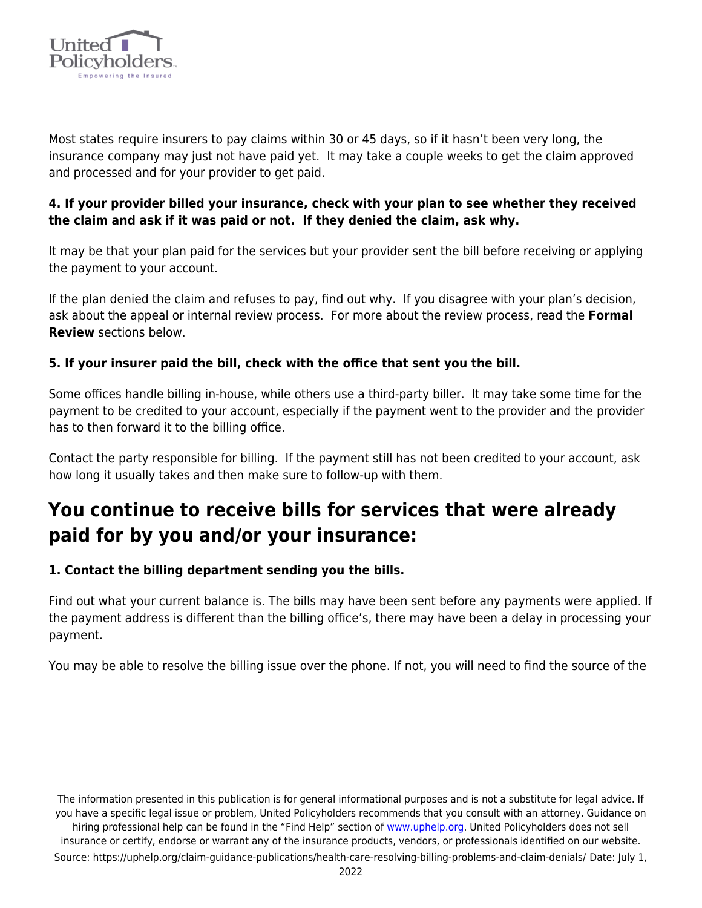Most states require insurers to pay claims within 30 or 45 days, so if it hasn't been very long, the insurance company may just not have paid yet. It may take a couple weeks to get the claim approved and processed and for your provider to get paid.

**4. If your provider billed your insurance, check with your plan to see whether they received the claim and ask if it was paid or not. If they denied the claim, ask why.**

It may be that your plan paid for the services but your provider sent the bill before receiving or applying the payment to your account.

If the plan denied the claim and refuses to pay, find out why. If you disagree with your plan's decision, ask about the appeal or internal review process. For more about the review process, read the **Formal Review** sections below.

**5. If your insurer paid the bill, check with the office that sent you the bill.**

Some offices handle billing in-house, while others use a third-party biller. It may take some time for the payment to be credited to your account, especially if the payment went to the provider and the provider has to then forward it to the billing office.

Contact the party responsible for billing. If the payment still has not been credited to your account, ask how long it usually takes and then make sure to follow-up with them.

## You continue to receive bills for services that were already paid for by you and/or your insurance:

**1. Contact the billing department sending you the bills.**

Find out what your current balance is. The bills may have been sent before any payments were applied. If the payment address is different than the billing office's, there may have been a delay in processing your payment.

You may be able to resolve the billing issue over the phone. If not, you will need to find the source of the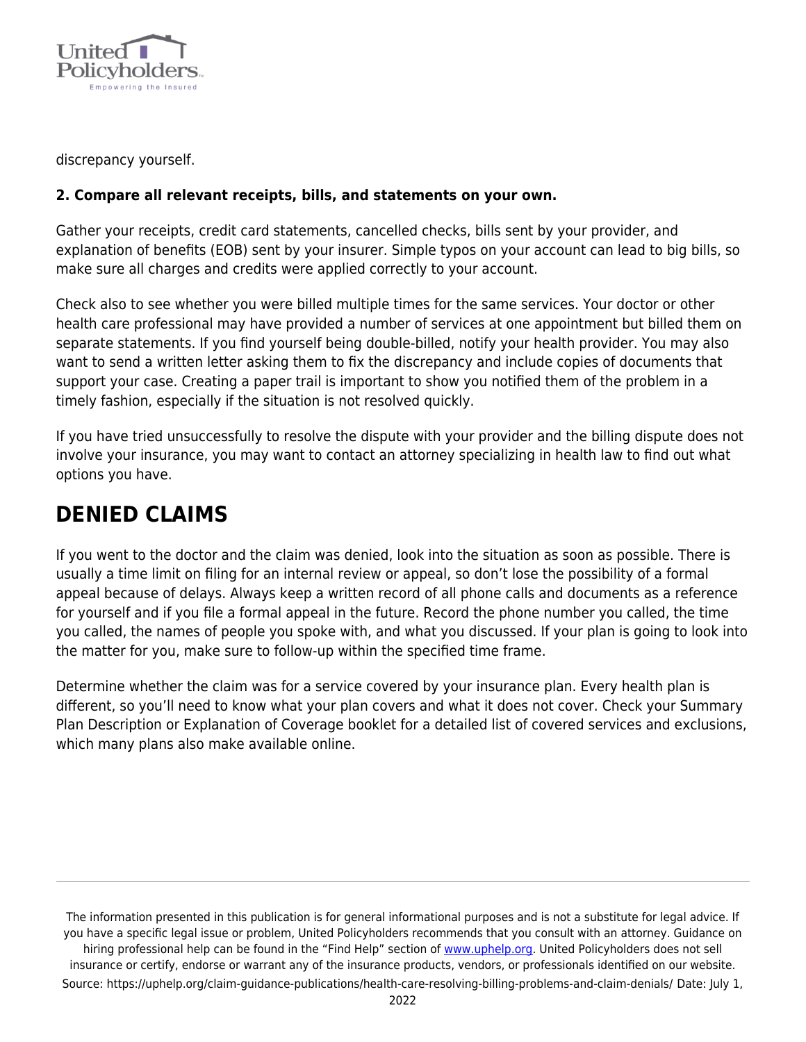discrepancy yourself.

**2. Compare all relevant receipts, bills, and statements on your own.**

Gather your receipts, credit card statements, cancelled checks, bills sent by your provider, and explanation of benefits (EOB) sent by your insurer. Simple typos on your account can lead to big bills, so make sure all charges and credits were applied correctly to your account.

Check also to see whether you were billed multiple times for the same services. Your doctor or other health care professional may have provided a number of services at one appointment but billed them on separate statements. If you find yourself being double-billed, notify your health provider. You may also want to send a written letter asking them to fix the discrepancy and include copies of documents that support your case. Creating a paper trail is important to show you notified them of the problem in a timely fashion, especially if the situation is not resolved quickly.

If you have tried unsuccessfully to resolve the dispute with your provider and the billing dispute does not involve your insurance, you may want to contact an attorney specializing in health law to find out what options you have.

## DENIED CLAIMS

If you went to the doctor and the claim was denied, look into the situation as soon as possible. There is usually a time limit on filing for an internal review or appeal, so don't lose the possibility of a formal appeal because of delays. Always keep a written record of all phone calls and documents as a reference for yourself and if you file a formal appeal in the future. Record the phone number you called, the time you called, the names of people you spoke with, and what you discussed. If your plan is going to look into the matter for you, make sure to follow-up within the specified time frame.

Determine whether the claim was for a service covered by your insurance plan. Every health plan is different, so you'll need to know what your plan covers and what it does not cover. Check your Summary Plan Description or Explanation of Coverage booklet for a detailed list of covered services and exclusions, which many plans also make available online.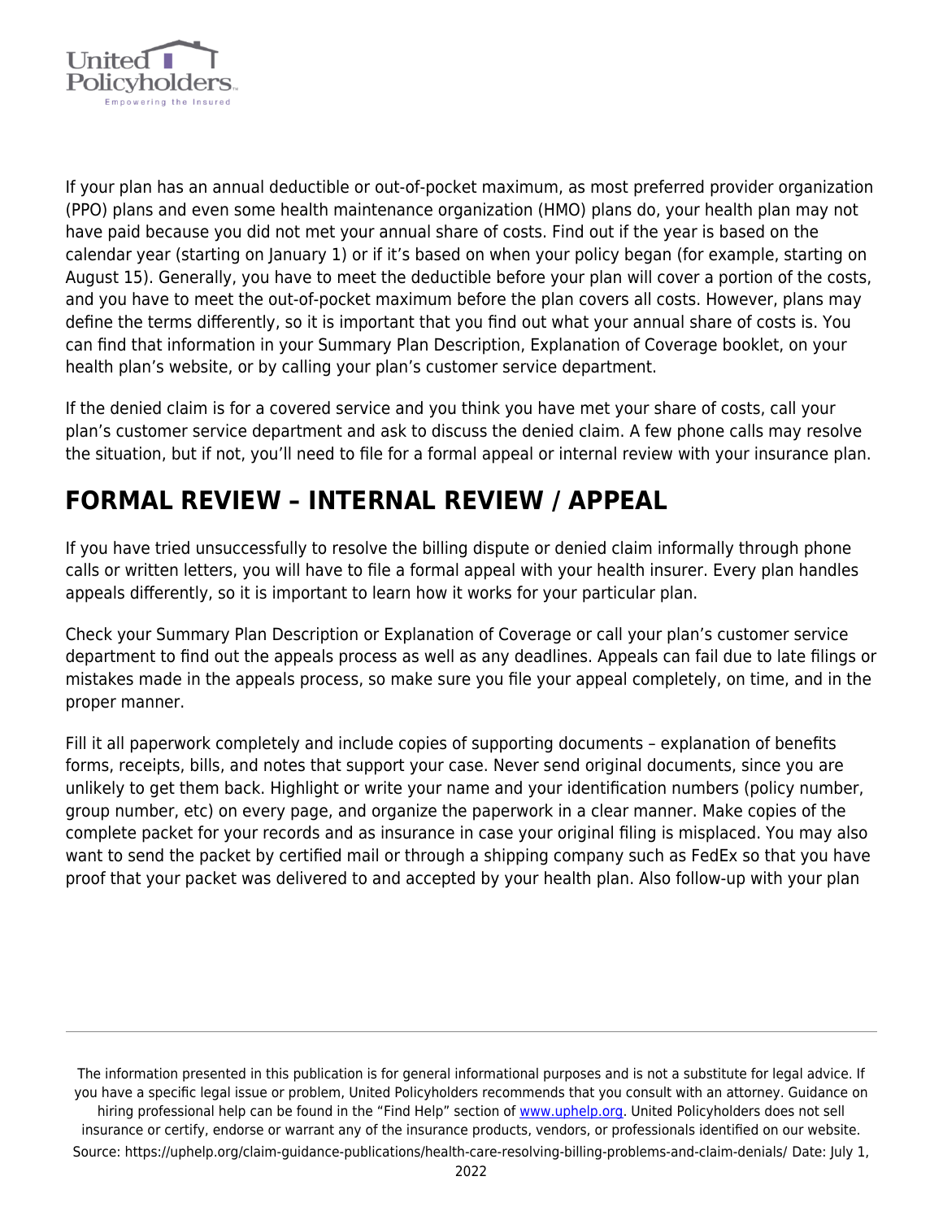If your plan has an annual deductible or out-of-pocket maximum, as most preferred provider organization (PPO) plans and even some health maintenance organization (HMO) plans do, your health plan may not have paid because you did not met your annual share of costs. Find out if the year is based on the calendar year (starting on January 1) or if it's based on when your policy began (for example, starting on August 15). Generally, you have to meet the deductible before your plan will cover a portion of the costs, and you have to meet the out-of-pocket maximum before the plan covers all costs. However, plans may define the terms differently, so it is important that you find out what your annual share of costs is. You can find that information in your Summary Plan Description, Explanation of Coverage booklet, on your health plan's website, or by calling your plan's customer service department.

If the denied claim is for a covered service and you think you have met your share of costs, call your plan's customer service department and ask to discuss the denied claim. A few phone calls may resolve the situation, but if not, you'll need to file for a formal appeal or internal review with your insurance plan.

## FORMAL REVIEW – INTERNAL REVIEW / APPEAL

If you have tried unsuccessfully to resolve the billing dispute or denied claim informally through phone calls or written letters, you will have to file a formal appeal with your health insurer. Every plan handles appeals differently, so it is important to learn how it works for your particular plan.

Check your Summary Plan Description or Explanation of Coverage or call your plan's customer service department to find out the appeals process as well as any deadlines. Appeals can fail due to late filings or mistakes made in the appeals process, so make sure you file your appeal completely, on time, and in the proper manner.

Fill it all paperwork completely and include copies of supporting documents – explanation of benefits forms, receipts, bills, and notes that support your case. Never send original documents, since you are unlikely to get them back. Highlight or write your name and your identification numbers (policy number, group number, etc) on every page, and organize the paperwork in a clear manner. Make copies of the complete packet for your records and as insurance in case your original filing is misplaced. You may also want to send the packet by certified mail or through a shipping company such as FedEx so that you have proof that your packet was delivered to and accepted by your health plan. Also follow-up with your plan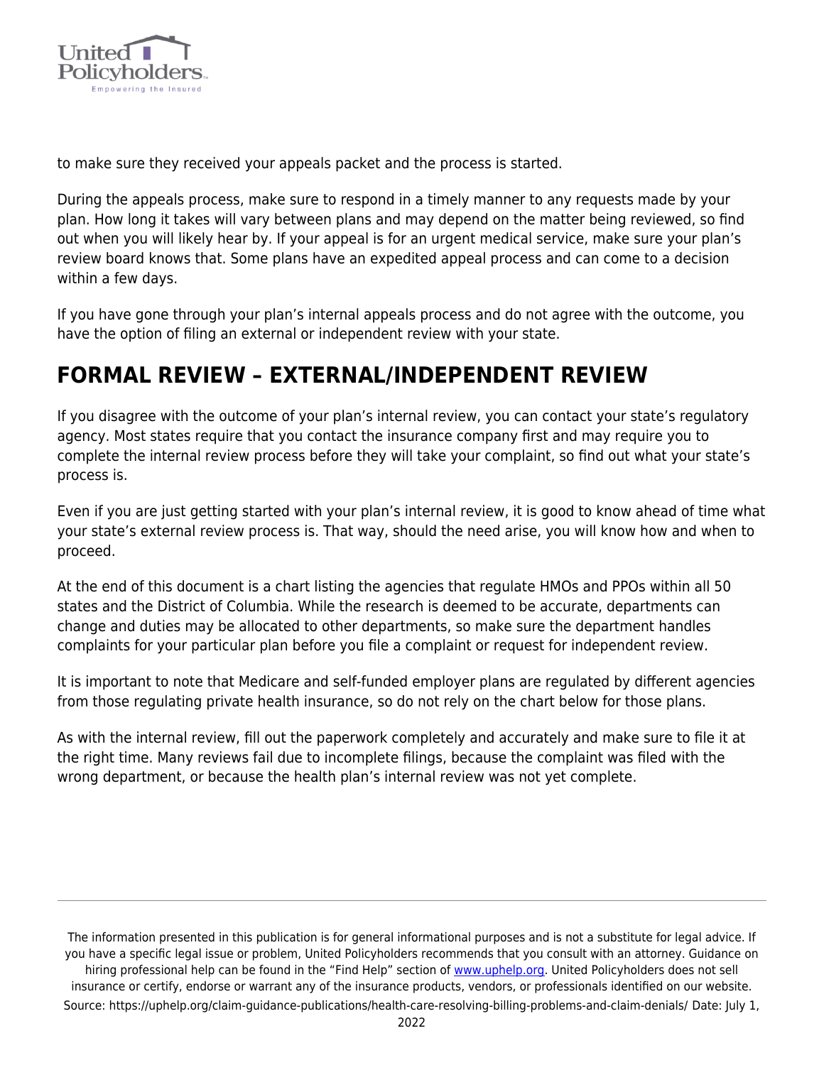to make sure they received your appeals packet and the process is started.

During the appeals process, make sure to respond in a timely manner to any requests made by your plan. How long it takes will vary between plans and may depend on the matter being reviewed, so find out when you will likely hear by. If your appeal is for an urgent medical service, make sure your plan's review board knows that. Some plans have an expedited appeal process and can come to a decision within a few days.

If you have gone through your plan's internal appeals process and do not agree with the outcome, you have the option of filing an external or independent review with your state.

## FORMAL REVIEW – EXTERNAL/INDEPENDENT REVIEW

If you disagree with the outcome of your plan's internal review, you can contact your state's regulatory agency. Most states require that you contact the insurance company first and may require you to complete the internal review process before they will take your complaint, so find out what your state's process is.

Even if you are just getting started with your plan's internal review, it is good to know ahead of time what your state's external review process is. That way, should the need arise, you will know how and when to proceed.

At the end of this document is a chart listing the agencies that regulate HMOs and PPOs within all 50 states and the District of Columbia. While the research is deemed to be accurate, departments can change and duties may be allocated to other departments, so make sure the department handles complaints for your particular plan before you file a complaint or request for independent review.

It is important to note that Medicare and self-funded employer plans are regulated by different agencies from those regulating private health insurance, so do not rely on the chart below for those plans.

As with the internal review, fill out the paperwork completely and accurately and make sure to file it at the right time. Many reviews fail due to incomplete filings, because the complaint was filed with the wrong department, or because the health plan's internal review was not yet complete.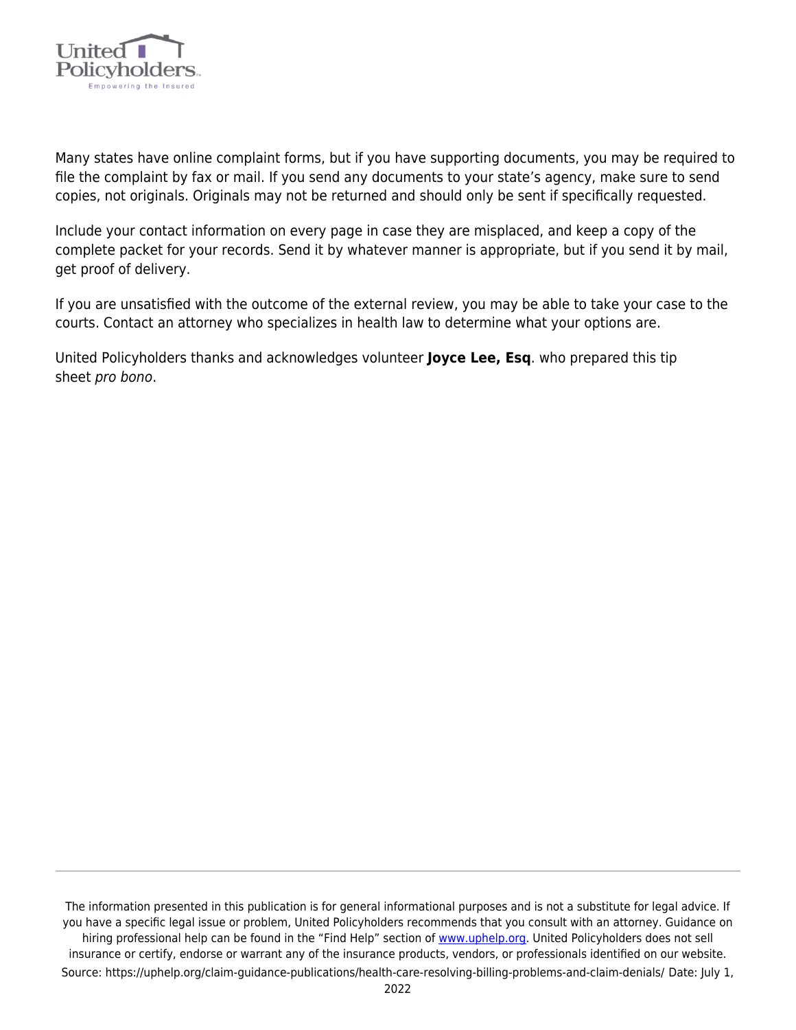Many states have online complaint forms, but if you have supporting documents, you may be required to file the complaint by fax or mail. If you send any documents to your state's agency, make sure to send copies, not originals. Originals may not be returned and should only be sent if specifically requested.

Include your contact information on every page in case they are misplaced, and keep a copy of the complete packet for your records. Send it by whatever manner is appropriate, but if you send it by mail, get proof of delivery.

If you are unsatisfied with the outcome of the external review, you may be able to take your case to the courts. Contact an attorney who specializes in health law to determine what your options are.

United Policyholders thanks and acknowledges volunteer **Joyce Lee, Esq**. who prepared this tip sheet *pro bono*.

The information presented in this publication is for general informational purposes and is not a substitute for legal advice. If you have a specific legal issue or problem, United Policyholders recommends that you consult with an attorney. Guidance on hiring professional help can be found in the "Find Help" section of [www.uphelp.org](www.uphelp.org). United Policyholders does not sell insurance or certify, endorse or warrant any of the insurance products, vendors, or professionals identified on our website.

Source: https://uphelp.org/claim-guidance-publications/health-care-resolving-billing-problems-and-claim-denials/ Date: July 1, 2022